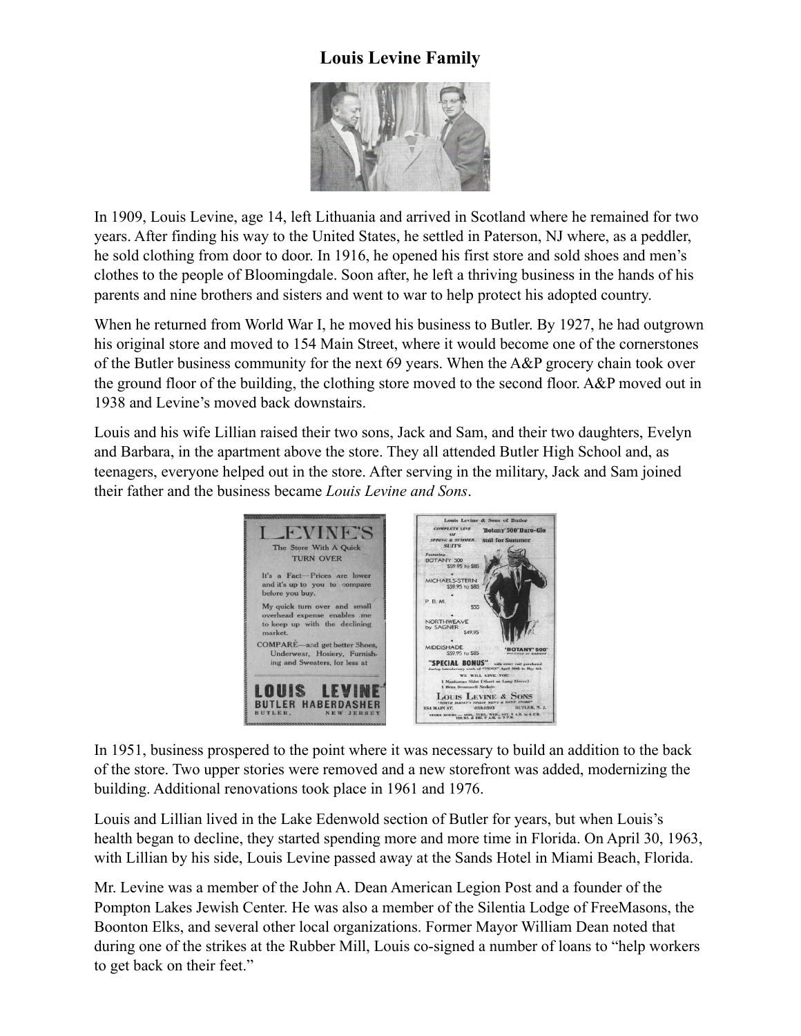# Louis Levine Family

In 1909, Louis Levine, age 14, left Lithuania and arrived in Scotland where he remained for two years. After finding his way to the United States, he settled in Paterson, NJ where, as a peddler, he sold clothing from door to door. In 1916, he opened his first store and sold shoes and men's clothes to the people of Bloomingdale. Soon after, he left a thriving business in the hands of his parents and nine brothers and sisters and went to war to help protect his adopted country.

When he returned from World War I, he moved his business to Butler. By 1927, he had outgrown his original store and moved to 154 Main Street, where it would become one of the cornerstones of the Butler business community for the next 69 years. When the A&P grocery chain took over the ground floor of the building, the clothing store moved to the second floor. A&P moved out in 1938 and Levine's moved back downstairs.

Louis and his wife Lillian raised their two sons, Jack and Sam, and their two daughters, Evelyn and Barbara, in the apartment above the store. They all attended Butler High School and, as teenagers, everyone helped out in the store. After serving in the military, Jack and Sam joined their father and the business became *Louis Levine and Sons*.

In 1951, business prospered to the point where it was necessary to build an addition to the back of the store. Two upper stories were removed and a new storefront was added, modernizing the building. Additional renovations took place in 1961 and 1976.

Louis and Lillian lived in the Lake Edenwold section of Butler for years, but when Louis's health began to decline, they started spending more and more time in Florida. On April 30, 1963, with Lillian by his side, Louis Levine passed away at the Sands Hotel in Miami Beach, Florida.

Mr. Levine was a member of the John A. Dean American Legion Post and a founder of the Pompton Lakes Jewish Center. He was also a member of the Silentia Lodge of FreeMasons, the Boonton Elks, and several other local organizations. Former Mayor William Dean noted that during one of the strikes at the Rubber Mill, Louis co-signed a number of loans to "help workers to get back on their feet."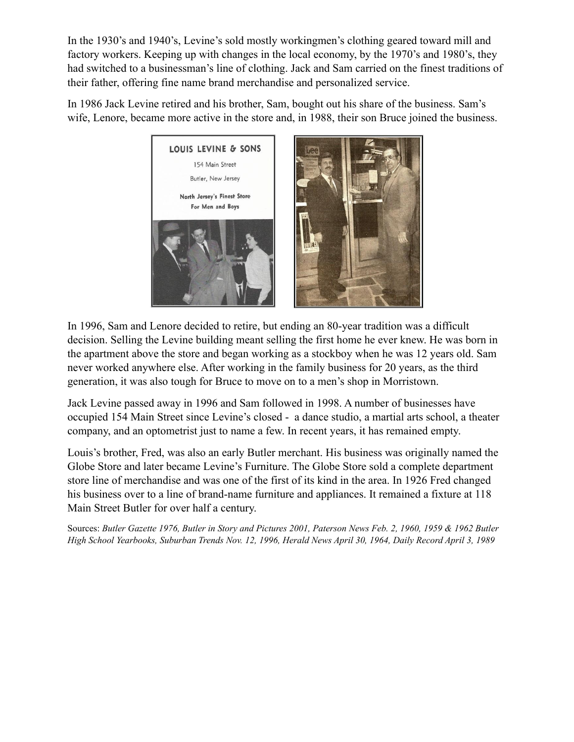In the 1930's and 1940's, Levine's sold mostly workingmen's clothing geared toward mill and factory workers. Keeping up with changes in the local economy, by the 1970's and 1980's, they had switched to a businessman's line of clothing. Jack and Sam carried on the finest traditions of their father, offering fine name brand merchandise and personalized service.

In 1986 Jack Levine retired and his brother, Sam, bought out his share of the business. Sam's wife, Lenore, became more active in the store and, in 1988, their son Bruce joined the business.

LOUIS LEVINE & SONS

154 Main Street

Butler, New Jersey

North Jersey's Finest Store
For Men and Boys

In 1996, Sam and Lenore decided to retire, but ending an 80-year tradition was a difficult decision. Selling the Levine building meant selling the first home he ever knew. He was born in the apartment above the store and began working as a stockboy when he was 12 years old. Sam never worked anywhere else. After working in the family business for 20 years, as the third generation, it was also tough for Bruce to move on to a men's shop in Morristown.

Jack Levine passed away in 1996 and Sam followed in 1998. A number of businesses have occupied 154 Main Street since Levine's closed - a dance studio, a martial arts school, a theater company, and an optometrist just to name a few. In recent years, it has remained empty.

Louis's brother, Fred, was also an early Butler merchant. His business was originally named the Globe Store and later became Levine's Furniture. The Globe Store sold a complete department store line of merchandise and was one of the first of its kind in the area. In 1926 Fred changed his business over to a line of brand-name furniture and appliances. It remained a fixture at 118 Main Street Butler for over half a century.

Sources: *Butler Gazette 1976, Butler in Story and Pictures 2001, Paterson News Feb. 2, 1960, 1959 & 1962 Butler High School Yearbooks, Suburban Trends Nov. 12, 1996, Herald News April 30, 1964, Daily Record April 3, 1989*